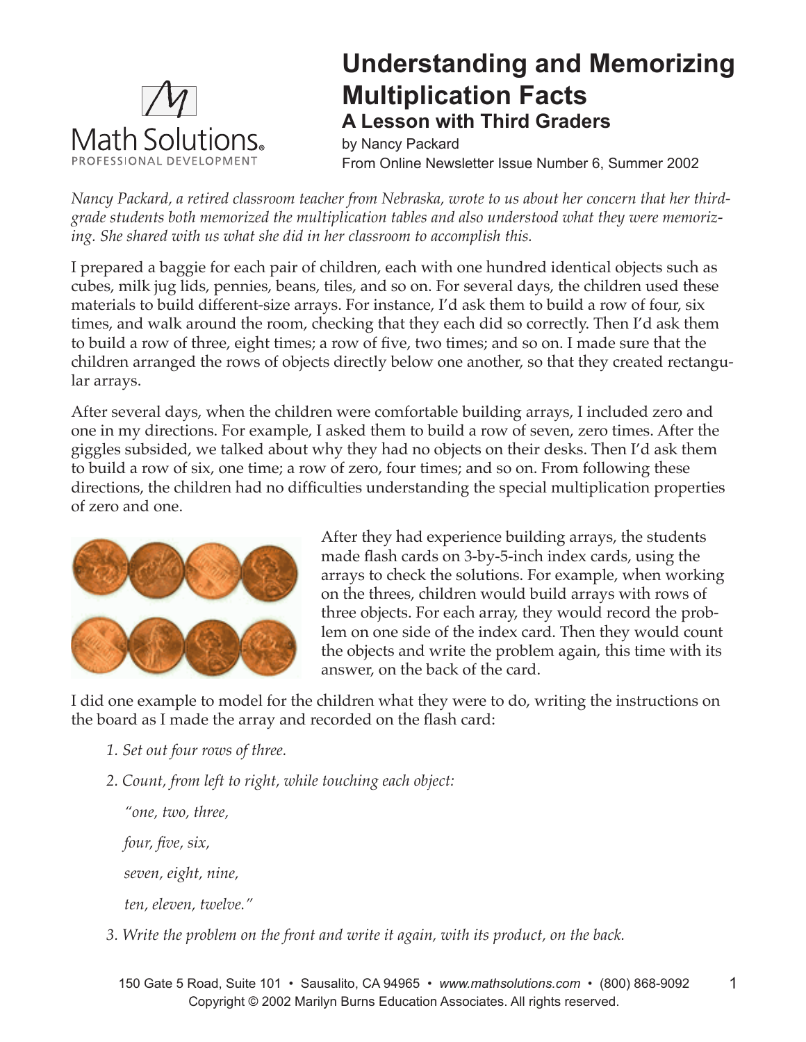# Understanding and Memorizing Multiplication Facts

## A Lesson with Third Graders

by Nancy Packard
From Online Newsletter Issue Number 6, Summer 2002

*Nancy Packard, a retired classroom teacher from Nebraska, wrote to us about her concern that her third-grade students both memorized the multiplication tables and also understood what they were memorizing. She shared with us what she did in her classroom to accomplish this.*

I prepared a baggie for each pair of children, each with one hundred identical objects such as cubes, milk jug lids, pennies, beans, tiles, and so on. For several days, the children used these materials to build different-size arrays. For instance, I'd ask them to build a row of four, six times, and walk around the room, checking that they each did so correctly. Then I'd ask them to build a row of three, eight times; a row of five, two times; and so on. I made sure that the children arranged the rows of objects directly below one another, so that they created rectangular arrays.

After several days, when the children were comfortable building arrays, I included zero and one in my directions. For example, I asked them to build a row of seven, zero times. After the giggles subsided, we talked about why they had no objects on their desks. Then I'd ask them to build a row of six, one time; a row of zero, four times; and so on. From following these directions, the children had no difficulties understanding the special multiplication properties of zero and one.

After they had experience building arrays, the students made flash cards on 3-by-5-inch index cards, using the arrays to check the solutions. For example, when working on the threes, children would build arrays with rows of three objects. For each array, they would record the problem on one side of the index card. Then they would count the objects and write the problem again, this time with its answer, on the back of the card.

I did one example to model for the children what they were to do, writing the instructions on the board as I made the array and recorded on the flash card:

1. *Set out four rows of three.*
2. *Count, from left to right, while touching each object:*

   *"one, two, three,*

   *four, five, six,*

   *seven, eight, nine,*

   *ten, eleven, twelve."*

3. *Write the problem on the front and write it again, with its product, on the back.*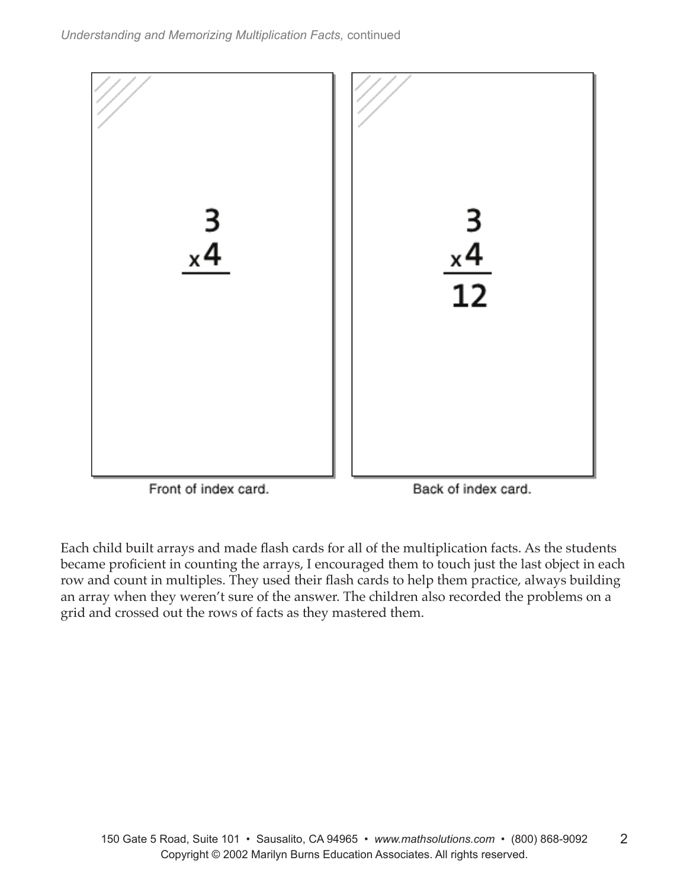$$\begin{array}{r} 3 \\ \times 4 \\ \hline \end{array}$$

Front of index card.

$$\begin{array}{r} 3 \\ \times 4 \\ \hline 12 \end{array}$$

Back of index card.

Each child built arrays and made flash cards for all of the multiplication facts. As the students became proficient in counting the arrays, I encouraged them to touch just the last object in each row and count in multiples. They used their flash cards to help them practice, always building an array when they weren't sure of the answer. The children also recorded the problems on a grid and crossed out the rows of facts as they mastered them.

150 Gate 5 Road, Suite 101 • Sausalito, CA 94965 • *www.mathsolutions.com* • (800) 868-9092
Copyright © 2002 Marilyn Burns Education Associates. All rights reserved.